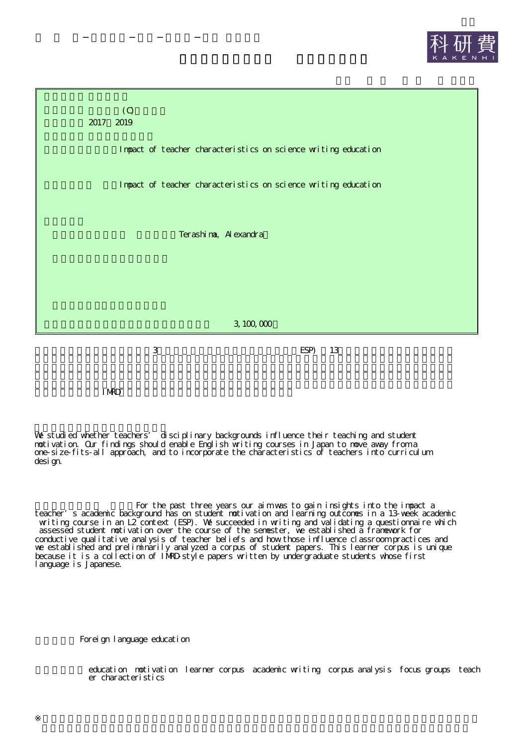(C)
2017 2019

Impact of teacher characteristics on science writing education

Impact of teacher characteristics on science writing education

Terashima, Alexandra

3,100,000

3 ESP) 13

IMRD

We studied whether teachers' disciplinary backgrounds influence their teaching and student motivation. Our findings should enable English writing courses in Japan to move away from a one-size-fits-all approach, and to incorporate the characteristics of teachers into curriculum design.

For the past three years our aim was to gain insights into the impact a teacher's academic background has on student motivation and learning outcomes in a 13-week academic writing course in an L2 context (ESP). We succeeded in writing and validating a questionnaire which assessed student motivation over the course of the semester, we established a framework for conductive qualitative analysis of teacher beliefs and how those influence classroom practices and we established and preliminarily analyzed a corpus of student papers. This learner corpus is unique because it is a collection of IMRD-style papers written by undergraduate students whose first language is Japanese.

Foreign language education

education motivation learner corpus academic writing corpus analysis focus groups teacher characteristics

※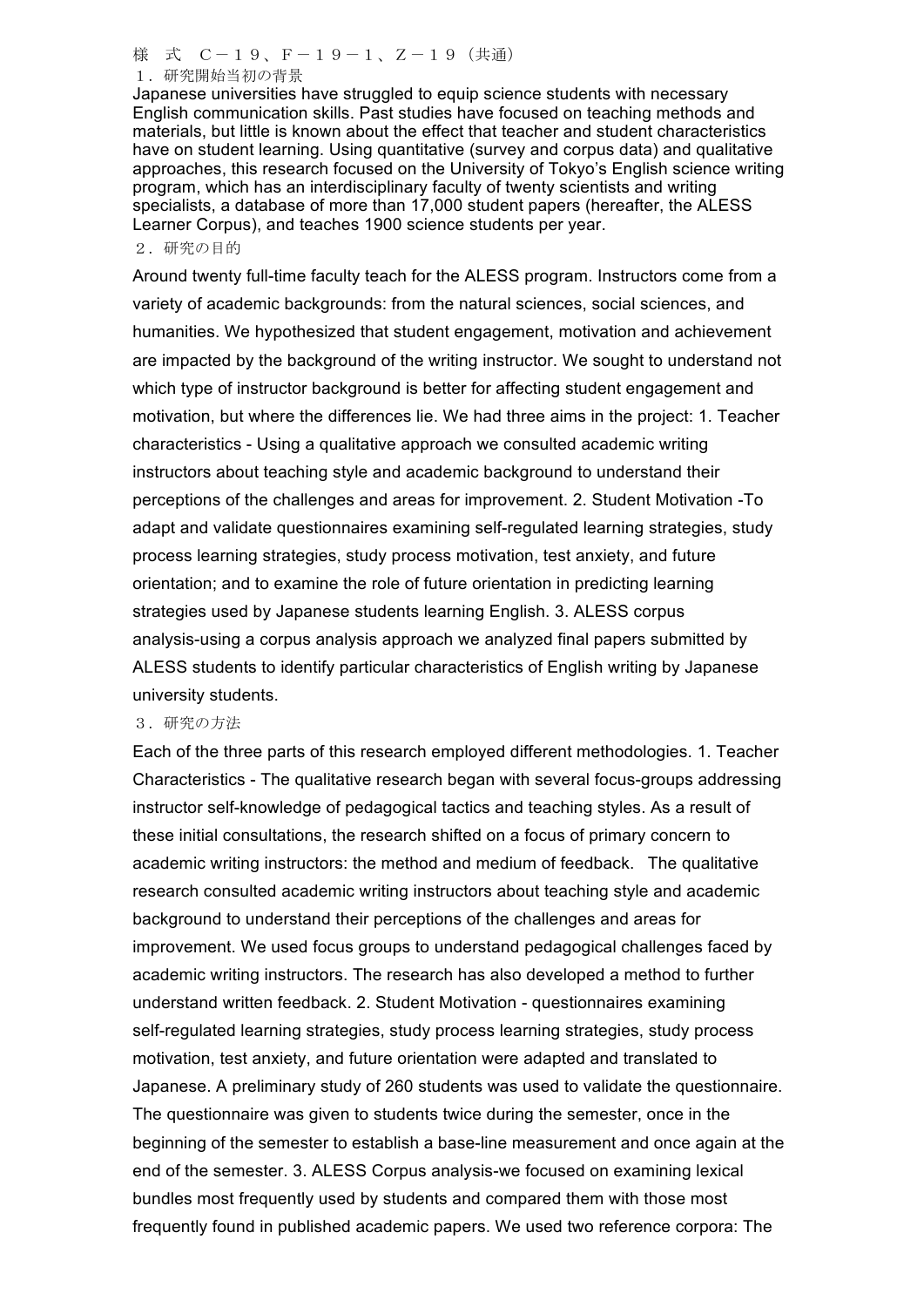様　式　Ｃ－１９、Ｆ－１９－１、Ｚ－１９（共通）

## １．研究開始当初の背景

Japanese universities have struggled to equip science students with necessary English communication skills. Past studies have focused on teaching methods and materials, but little is known about the effect that teacher and student characteristics have on student learning. Using quantitative (survey and corpus data) and qualitative approaches, this research focused on the University of Tokyo's English science writing program, which has an interdisciplinary faculty of twenty scientists and writing specialists, a database of more than 17,000 student papers (hereafter, the ALESS Learner Corpus), and teaches 1900 science students per year.

## ２．研究の目的

Around twenty full-time faculty teach for the ALESS program. Instructors come from a variety of academic backgrounds: from the natural sciences, social sciences, and humanities. We hypothesized that student engagement, motivation and achievement are impacted by the background of the writing instructor. We sought to understand not which type of instructor background is better for affecting student engagement and motivation, but where the differences lie. We had three aims in the project: 1. Teacher characteristics - Using a qualitative approach we consulted academic writing instructors about teaching style and academic background to understand their perceptions of the challenges and areas for improvement. 2. Student Motivation -To adapt and validate questionnaires examining self-regulated learning strategies, study process learning strategies, study process motivation, test anxiety, and future orientation; and to examine the role of future orientation in predicting learning strategies used by Japanese students learning English. 3. ALESS corpus analysis-using a corpus analysis approach we analyzed final papers submitted by ALESS students to identify particular characteristics of English writing by Japanese university students.

## ３．研究の方法

Each of the three parts of this research employed different methodologies. 1. Teacher Characteristics - The qualitative research began with several focus-groups addressing instructor self-knowledge of pedagogical tactics and teaching styles. As a result of these initial consultations, the research shifted on a focus of primary concern to academic writing instructors: the method and medium of feedback.  The qualitative research consulted academic writing instructors about teaching style and academic background to understand their perceptions of the challenges and areas for improvement. We used focus groups to understand pedagogical challenges faced by academic writing instructors. The research has also developed a method to further understand written feedback. 2. Student Motivation - questionnaires examining self-regulated learning strategies, study process learning strategies, study process motivation, test anxiety, and future orientation were adapted and translated to Japanese. A preliminary study of 260 students was used to validate the questionnaire. The questionnaire was given to students twice during the semester, once in the beginning of the semester to establish a base-line measurement and once again at the end of the semester. 3. ALESS Corpus analysis-we focused on examining lexical bundles most frequently used by students and compared them with those most frequently found in published academic papers. We used two reference corpora: The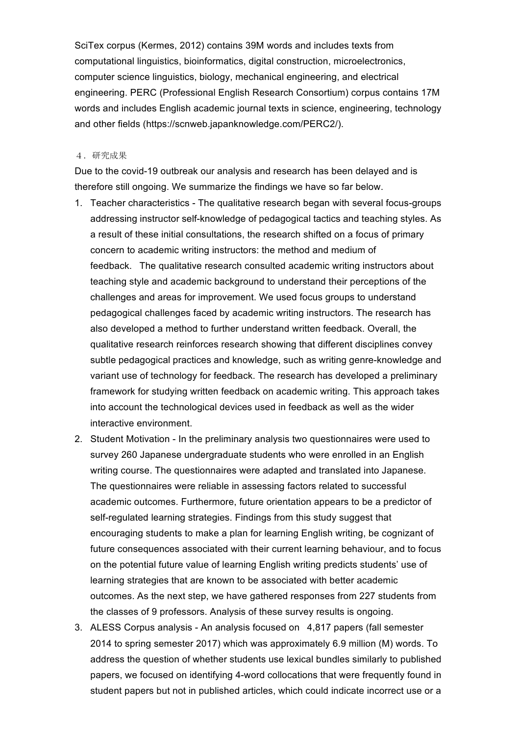SciTex corpus (Kermes, 2012) contains 39M words and includes texts from computational linguistics, bioinformatics, digital construction, microelectronics, computer science linguistics, biology, mechanical engineering, and electrical engineering. PERC (Professional English Research Consortium) corpus contains 17M words and includes English academic journal texts in science, engineering, technology and other fields (https://scnweb.japanknowledge.com/PERC2/).

## ４．研究成果

Due to the covid-19 outbreak our analysis and research has been delayed and is therefore still ongoing. We summarize the findings we have so far below.

1. Teacher characteristics - The qualitative research began with several focus-groups addressing instructor self-knowledge of pedagogical tactics and teaching styles. As a result of these initial consultations, the research shifted on a focus of primary concern to academic writing instructors: the method and medium of feedback. The qualitative research consulted academic writing instructors about teaching style and academic background to understand their perceptions of the challenges and areas for improvement. We used focus groups to understand pedagogical challenges faced by academic writing instructors. The research has also developed a method to further understand written feedback. Overall, the qualitative research reinforces research showing that different disciplines convey subtle pedagogical practices and knowledge, such as writing genre-knowledge and variant use of technology for feedback. The research has developed a preliminary framework for studying written feedback on academic writing. This approach takes into account the technological devices used in feedback as well as the wider interactive environment.
2. Student Motivation - In the preliminary analysis two questionnaires were used to survey 260 Japanese undergraduate students who were enrolled in an English writing course. The questionnaires were adapted and translated into Japanese. The questionnaires were reliable in assessing factors related to successful academic outcomes. Furthermore, future orientation appears to be a predictor of self-regulated learning strategies. Findings from this study suggest that encouraging students to make a plan for learning English writing, be cognizant of future consequences associated with their current learning behaviour, and to focus on the potential future value of learning English writing predicts students' use of learning strategies that are known to be associated with better academic outcomes. As the next step, we have gathered responses from 227 students from the classes of 9 professors. Analysis of these survey results is ongoing.
3. ALESS Corpus analysis - An analysis focused on 4,817 papers (fall semester 2014 to spring semester 2017) which was approximately 6.9 million (M) words. To address the question of whether students use lexical bundles similarly to published papers, we focused on identifying 4-word collocations that were frequently found in student papers but not in published articles, which could indicate incorrect use or a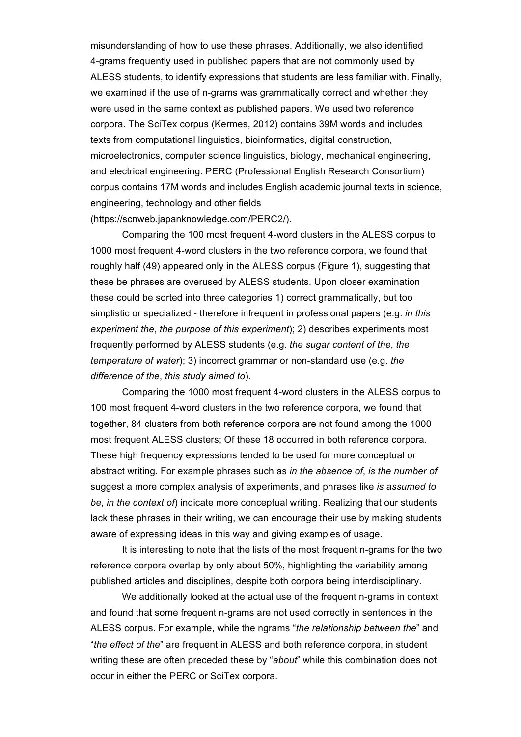misunderstanding of how to use these phrases. Additionally, we also identified 4-grams frequently used in published papers that are not commonly used by ALESS students, to identify expressions that students are less familiar with. Finally, we examined if the use of n-grams was grammatically correct and whether they were used in the same context as published papers. We used two reference corpora. The SciTex corpus (Kermes, 2012) contains 39M words and includes texts from computational linguistics, bioinformatics, digital construction, microelectronics, computer science linguistics, biology, mechanical engineering, and electrical engineering. PERC (Professional English Research Consortium) corpus contains 17M words and includes English academic journal texts in science, engineering, technology and other fields (https://scnweb.japanknowledge.com/PERC2/).

Comparing the 100 most frequent 4-word clusters in the ALESS corpus to 1000 most frequent 4-word clusters in the two reference corpora, we found that roughly half (49) appeared only in the ALESS corpus (Figure 1), suggesting that these be phrases are overused by ALESS students. Upon closer examination these could be sorted into three categories 1) correct grammatically, but too simplistic or specialized - therefore infrequent in professional papers (e.g. *in this experiment the*, *the purpose of this experiment*); 2) describes experiments most frequently performed by ALESS students (e.g. *the sugar content of the*, *the temperature of water*); 3) incorrect grammar or non-standard use (e.g. *the difference of the*, *this study aimed to*).

Comparing the 1000 most frequent 4-word clusters in the ALESS corpus to 100 most frequent 4-word clusters in the two reference corpora, we found that together, 84 clusters from both reference corpora are not found among the 1000 most frequent ALESS clusters; Of these 18 occurred in both reference corpora. These high frequency expressions tended to be used for more conceptual or abstract writing. For example phrases such as *in the absence of*, *is the number of* suggest a more complex analysis of experiments, and phrases like *is assumed to be*, *in the context of*) indicate more conceptual writing. Realizing that our students lack these phrases in their writing, we can encourage their use by making students aware of expressing ideas in this way and giving examples of usage.

It is interesting to note that the lists of the most frequent n-grams for the two reference corpora overlap by only about 50%, highlighting the variability among published articles and disciplines, despite both corpora being interdisciplinary.

We additionally looked at the actual use of the frequent n-grams in context and found that some frequent n-grams are not used correctly in sentences in the ALESS corpus. For example, while the ngrams "*the relationship between the*" and "*the effect of the*" are frequent in ALESS and both reference corpora, in student writing these are often preceded these by "*about*" while this combination does not occur in either the PERC or SciTex corpora.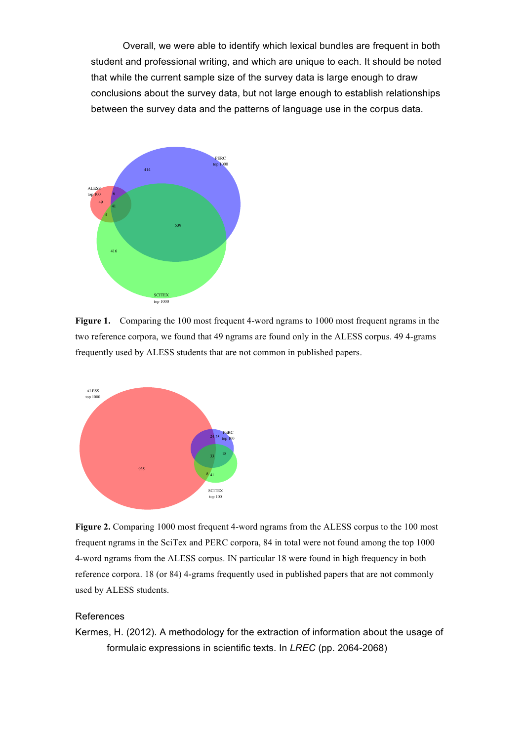Overall, we were able to identify which lexical bundles are frequent in both student and professional writing, and which are unique to each. It should be noted that while the current sample size of the survey data is large enough to draw conclusions about the survey data, but not large enough to establish relationships between the survey data and the patterns of language use in the corpus data.

**Figure 1.** Comparing the 100 most frequent 4-word ngrams to 1000 most frequent ngrams in the two reference corpora, we found that 49 ngrams are found only in the ALESS corpus. 49 4-grams frequently used by ALESS students that are not common in published papers.

**Figure 2.** Comparing 1000 most frequent 4-word ngrams from the ALESS corpus to the 100 most frequent ngrams in the SciTex and PERC corpora, 84 in total were not found among the top 1000 4-word ngrams from the ALESS corpus. IN particular 18 were found in high frequency in both reference corpora. 18 (or 84) 4-grams frequently used in published papers that are not commonly used by ALESS students.

References

Kermes, H. (2012). A methodology for the extraction of information about the usage of formulaic expressions in scientific texts. In *LREC* (pp. 2064-2068)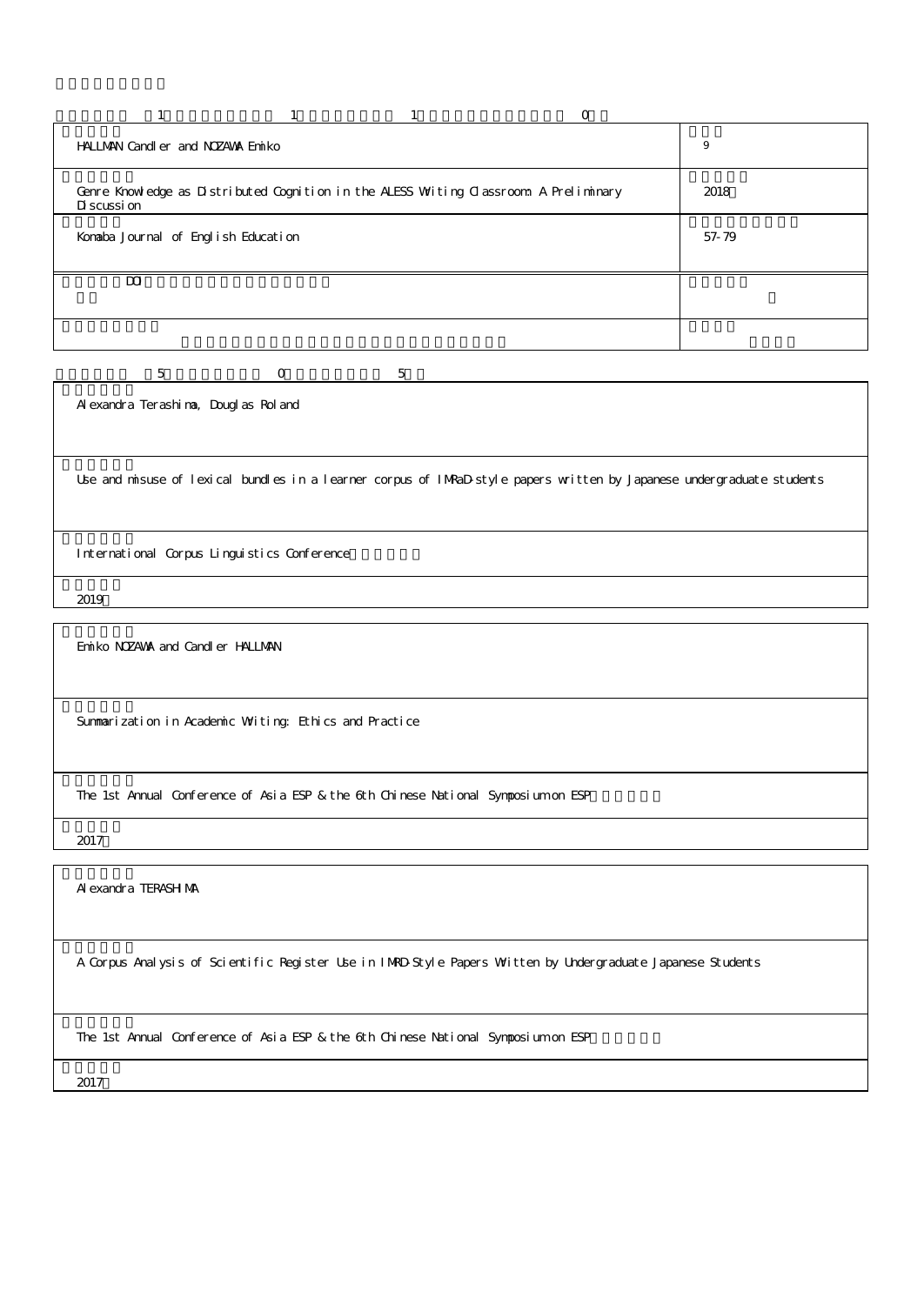| 1 | 1 | 1 | 0 |
|---|---|---|---|

| | |
|---|---|
| HALLMAN Candler and NOZAWA Emiko | 9 |
| Genre Knowledge as Distributed Cognition in the ALESS Writing Classroom: A Preliminary Discussion | 2018 |
| Komaba Journal of English Education | 57-79 |
| DOI | |
| | |

| 5 | 0 | 5 |
|---|---|---|

| |
|---|
| Alexandra Terashima, Douglas Roland |
| Use and misuse of lexical bundles in a learner corpus of IMRaD-style papers written by Japanese undergraduate students |
| International Corpus Linguistics Conference |
| 2019 |

| |
|---|
| Emiko NOZAWA and Candler HALLMAN |
| Summarization in Academic Writing: Ethics and Practice |
| The 1st Annual Conference of Asia ESP & the 6th Chinese National Symposium on ESP |
| 2017 |

| |
|---|
| Alexandra TERASHIMA |
| A Corpus Analysis of Scientific Register Use in IMRD-Style Papers Written by Undergraduate Japanese Students |
| The 1st Annual Conference of Asia ESP & the 6th Chinese National Symposium on ESP |
| 2017 |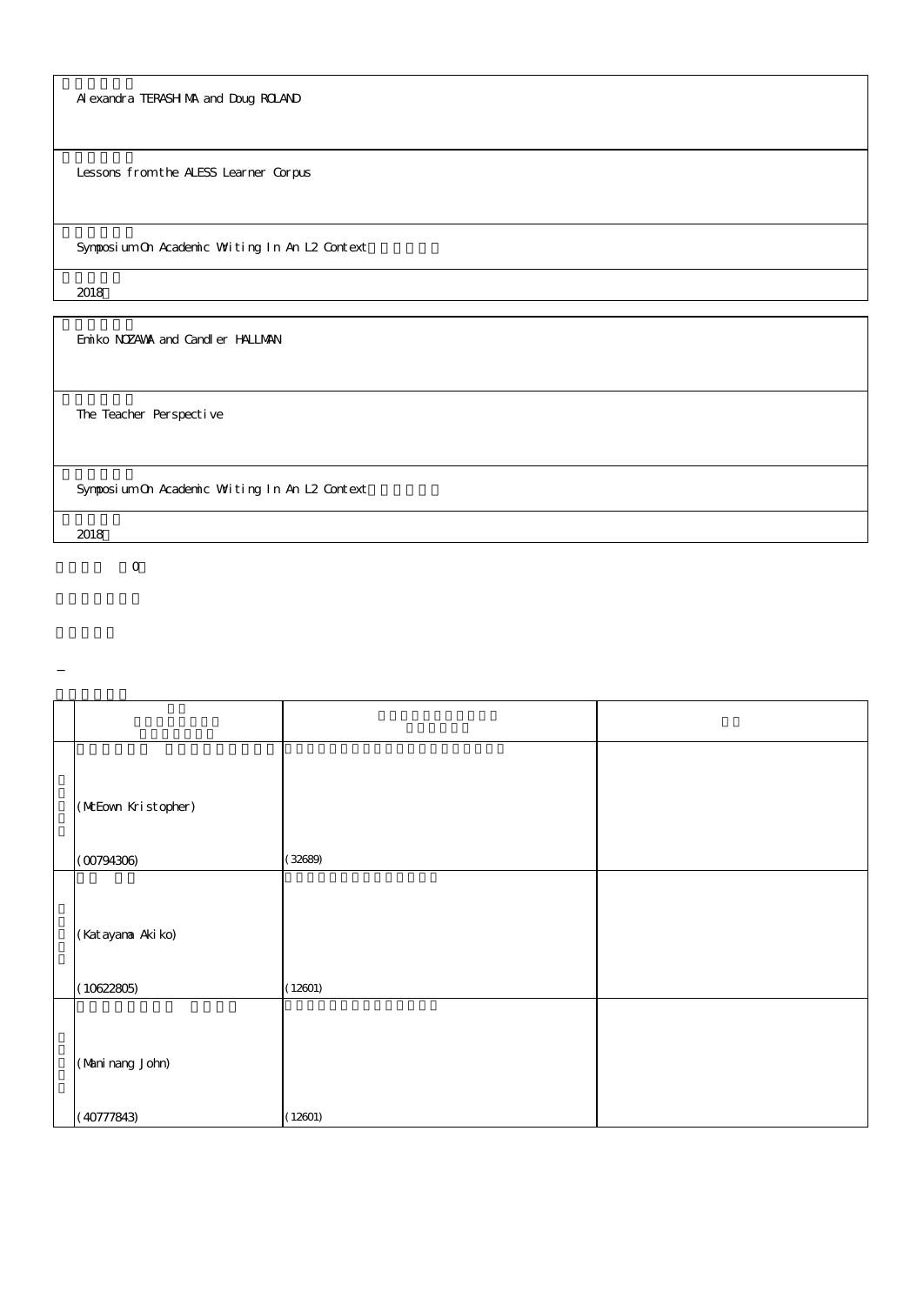Alexandra TERASHIMA and Doug ROLAND

Lessons from the ALESS Learner Corpus

Symposium On Academic Writing In An L2 Context

2018

Emiko NOZAWA and Candler HALLMAN

The Teacher Perspective

Symposium On Academic Writing In An L2 Context

2018

0

－

| | | | |
|---|---|---|---|
| | (McEown Kristopher)<br>(00794306) | (32689) | |
| | (Katayama Akiko)<br>(10622805) | (12601) | |
| | (Maninang John)<br>(40777843) | (12601) | |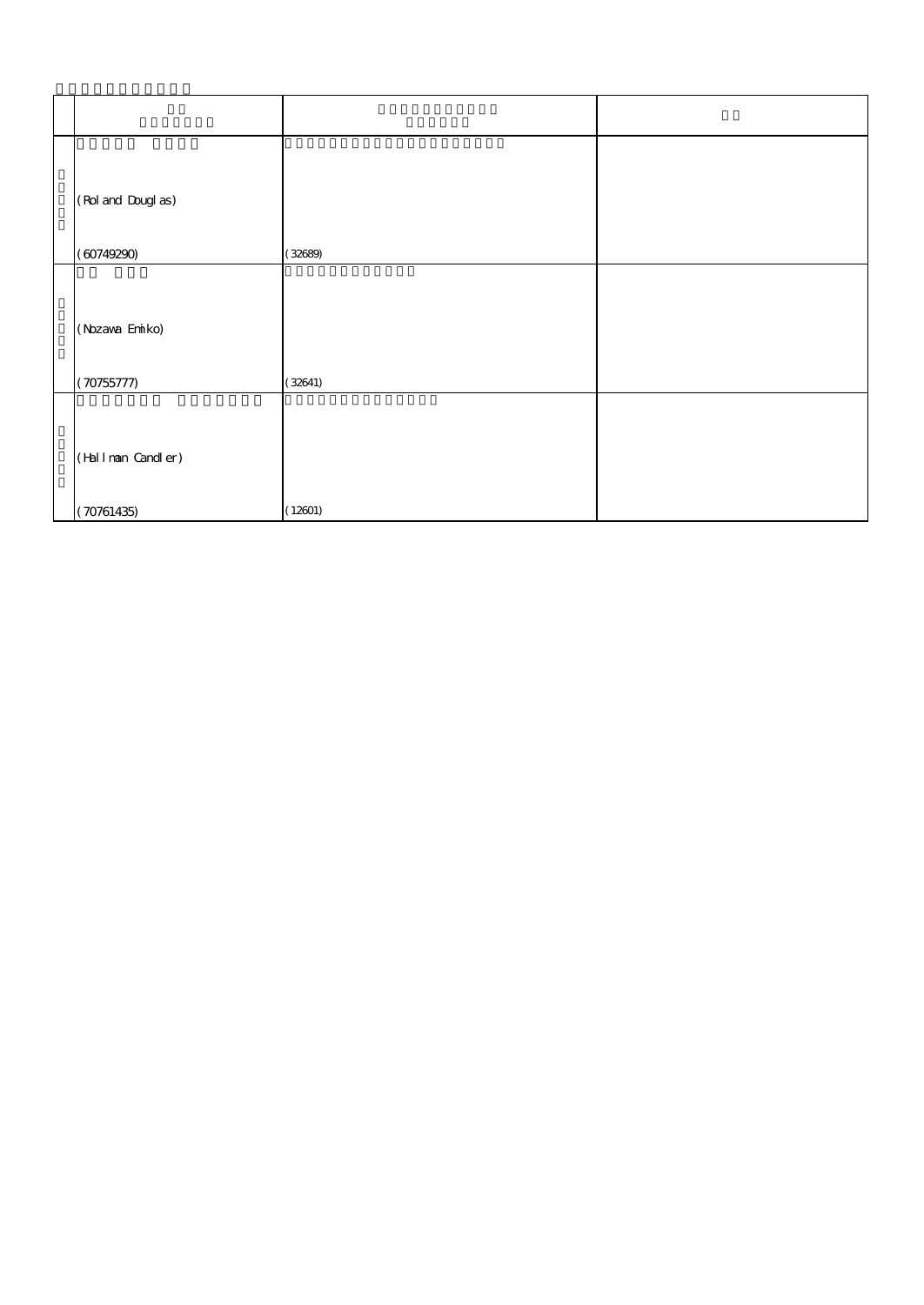| | | | |
|---|---|---|---|
| | (Roland Douglas)<br>(60749290) | (32689) | |
| | (Nozawa Emiko)<br>(70755777) | (32641) | |
| | (Hallman Candler)<br>(70761435) | (12601) | |